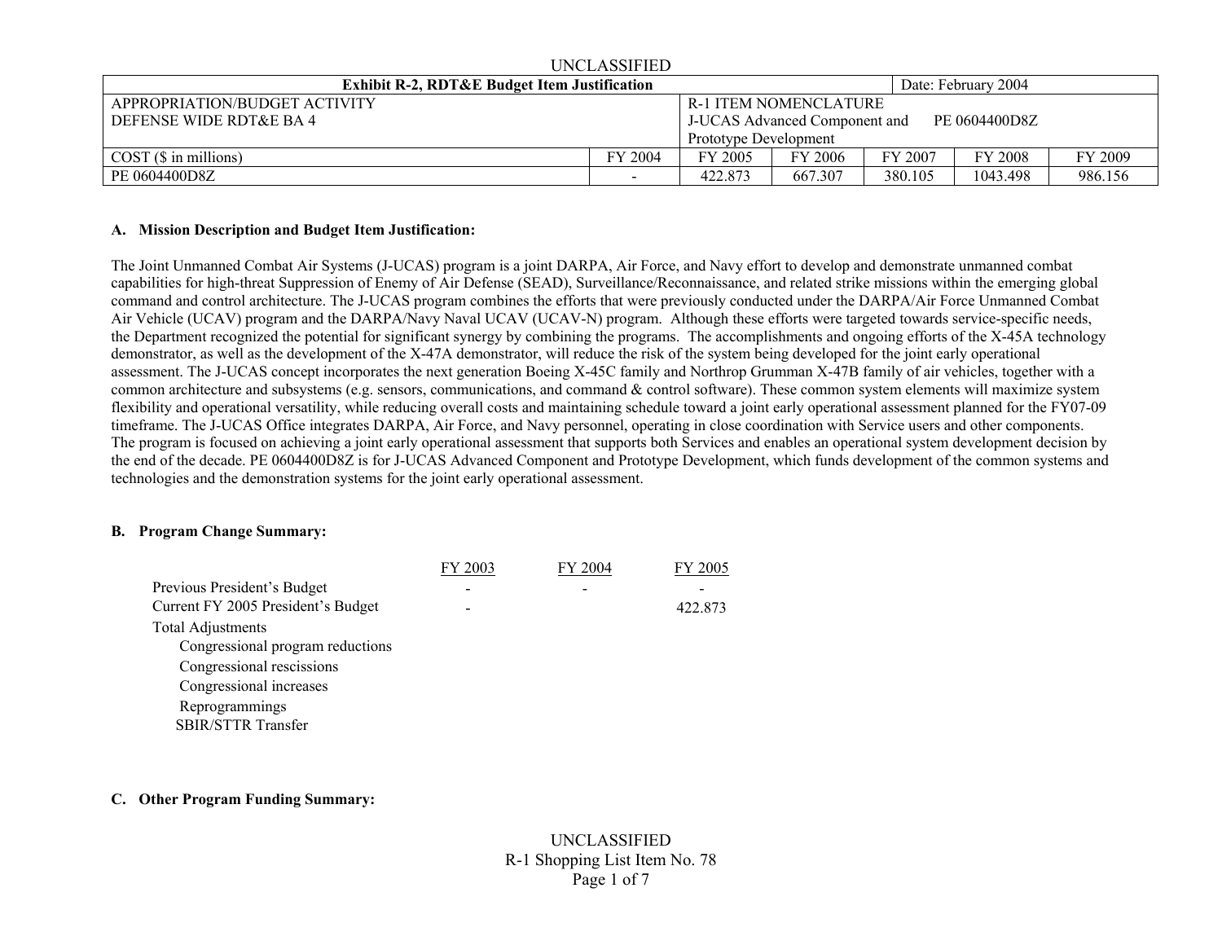UNCLASSIFIED

| Exhibit R-2, RDT&E Budget Item Justification | | | | | | Date: February 2004 |
|---|---|---|---|---|---|---|
| APPROPRIATION/BUDGET ACTIVITY<br>DEFENSE WIDE RDT&E BA 4 | | R-1 ITEM NOMENCLATURE<br>J-UCAS Advanced Component and Prototype Development PE 0604400D8Z | | | | |
| COST ($ in millions) | FY 2004 | FY 2005 | FY 2006 | FY 2007 | FY 2008 | FY 2009 |
| PE 0604400D8Z | - | 422.873 | 667.307 | 380.105 | 1043.498 | 986.156 |

**A. Mission Description and Budget Item Justification:**

The Joint Unmanned Combat Air Systems (J-UCAS) program is a joint DARPA, Air Force, and Navy effort to develop and demonstrate unmanned combat capabilities for high-threat Suppression of Enemy of Air Defense (SEAD), Surveillance/Reconnaissance, and related strike missions within the emerging global command and control architecture. The J-UCAS program combines the efforts that were previously conducted under the DARPA/Air Force Unmanned Combat Air Vehicle (UCAV) program and the DARPA/Navy Naval UCAV (UCAV-N) program. Although these efforts were targeted towards service-specific needs, the Department recognized the potential for significant synergy by combining the programs. The accomplishments and ongoing efforts of the X-45A technology demonstrator, as well as the development of the X-47A demonstrator, will reduce the risk of the system being developed for the joint early operational assessment. The J-UCAS concept incorporates the next generation Boeing X-45C family and Northrop Grumman X-47B family of air vehicles, together with a common architecture and subsystems (e.g. sensors, communications, and command & control software). These common system elements will maximize system flexibility and operational versatility, while reducing overall costs and maintaining schedule toward a joint early operational assessment planned for the FY07-09 timeframe. The J-UCAS Office integrates DARPA, Air Force, and Navy personnel, operating in close coordination with Service users and other components. The program is focused on achieving a joint early operational assessment that supports both Services and enables an operational system development decision by the end of the decade. PE 0604400D8Z is for J-UCAS Advanced Component and Prototype Development, which funds development of the common systems and technologies and the demonstration systems for the joint early operational assessment.

**B. Program Change Summary:**

| | FY 2003 | FY 2004 | FY 2005 |
|---|---|---|---|
| Previous President's Budget | - | - | - |
| Current FY 2005 President's Budget | - | | 422.873 |
| Total Adjustments | | | |
| Congressional program reductions | | | |
| Congressional rescissions | | | |
| Congressional increases | | | |
| Reprogrammings | | | |
| SBIR/STTR Transfer | | | |

**C. Other Program Funding Summary:**

UNCLASSIFIED

R-1 Shopping List Item No. 78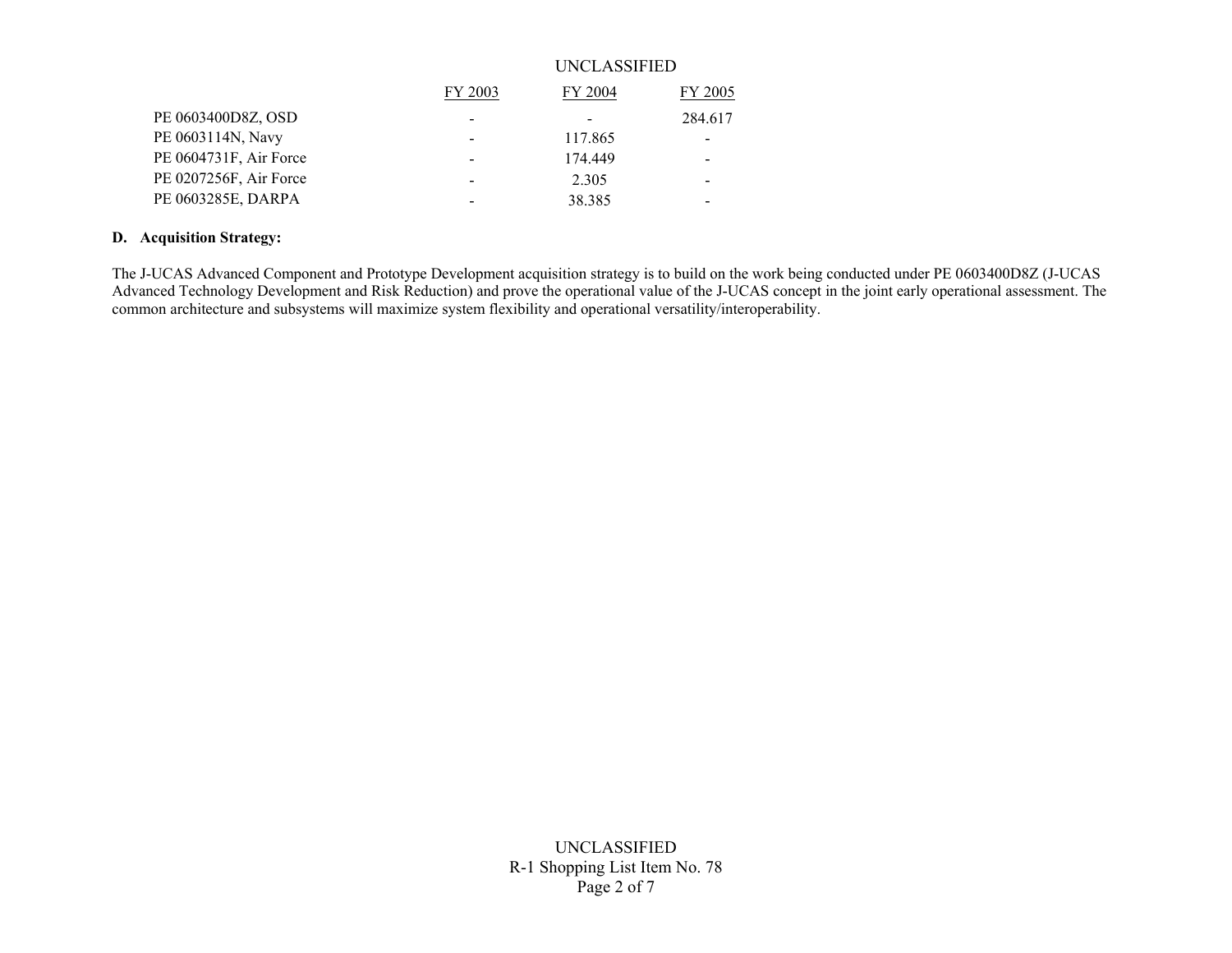| | FY 2003 | FY 2004 | FY 2005 |
|---|---|---|---|
| PE 0603400D8Z, OSD | - | - | 284.617 |
| PE 0603114N, Navy | - | 117.865 | - |
| PE 0604731F, Air Force | - | 174.449 | - |
| PE 0207256F, Air Force | - | 2.305 | - |
| PE 0603285E, DARPA | - | 38.385 | - |

**D. Acquisition Strategy:**

The J-UCAS Advanced Component and Prototype Development acquisition strategy is to build on the work being conducted under PE 0603400D8Z (J-UCAS Advanced Technology Development and Risk Reduction) and prove the operational value of the J-UCAS concept in the joint early operational assessment. The common architecture and subsystems will maximize system flexibility and operational versatility/interoperability.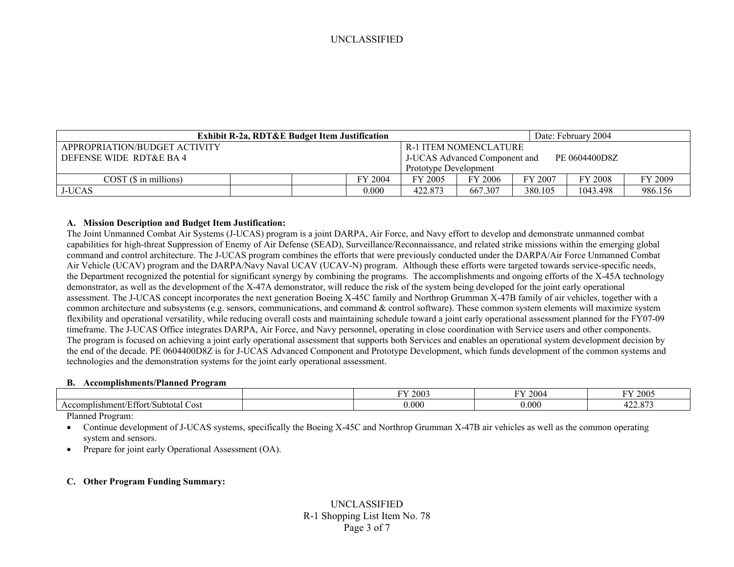| **Exhibit R-2a, RDT&E Budget Item Justification** | | | | | | | Date: February 2004 | | |
|---|---|---|---|---|---|---|---|---|---|
| APPROPRIATION/BUDGET ACTIVITY<br>DEFENSE WIDE RDT&E BA 4 | | | | R-1 ITEM NOMENCLATURE<br>J-UCAS Advanced Component and Prototype Development PE 0604400D8Z | | | | | |
| COST ($ in millions) | | | FY 2004 | FY 2005 | FY 2006 | FY 2007 | FY 2008 | FY 2009 | |
| J-UCAS | | | 0.000 | 422.873 | 667.307 | 380.105 | 1043.498 | 986.156 | |

**A. Mission Description and Budget Item Justification:**

The Joint Unmanned Combat Air Systems (J-UCAS) program is a joint DARPA, Air Force, and Navy effort to develop and demonstrate unmanned combat capabilities for high-threat Suppression of Enemy of Air Defense (SEAD), Surveillance/Reconnaissance, and related strike missions within the emerging global command and control architecture. The J-UCAS program combines the efforts that were previously conducted under the DARPA/Air Force Unmanned Combat Air Vehicle (UCAV) program and the DARPA/Navy Naval UCAV (UCAV-N) program. Although these efforts were targeted towards service-specific needs, the Department recognized the potential for significant synergy by combining the programs. The accomplishments and ongoing efforts of the X-45A technology demonstrator, as well as the development of the X-47A demonstrator, will reduce the risk of the system being developed for the joint early operational assessment. The J-UCAS concept incorporates the next generation Boeing X-45C family and Northrop Grumman X-47B family of air vehicles, together with a common architecture and subsystems (e.g. sensors, communications, and command & control software). These common system elements will maximize system flexibility and operational versatility, while reducing overall costs and maintaining schedule toward a joint early operational assessment planned for the FY07-09 timeframe. The J-UCAS Office integrates DARPA, Air Force, and Navy personnel, operating in close coordination with Service users and other components. The program is focused on achieving a joint early operational assessment that supports both Services and enables an operational system development decision by the end of the decade. PE 0604400D8Z is for J-UCAS Advanced Component and Prototype Development, which funds development of the common systems and technologies and the demonstration systems for the joint early operational assessment.

**B. Accomplishments/Planned Program**

| | | FY 2003 | FY 2004 | FY 2005 |
|---|---|---|---|---|
| Accomplishment/Effort/Subtotal Cost | | 0.000 | 0.000 | 422.873 |

Planned Program:

- Continue development of J-UCAS systems, specifically the Boeing X-45C and Northrop Grumman X-47B air vehicles as well as the common operating system and sensors.
- Prepare for joint early Operational Assessment (OA).

**C. Other Program Funding Summary:**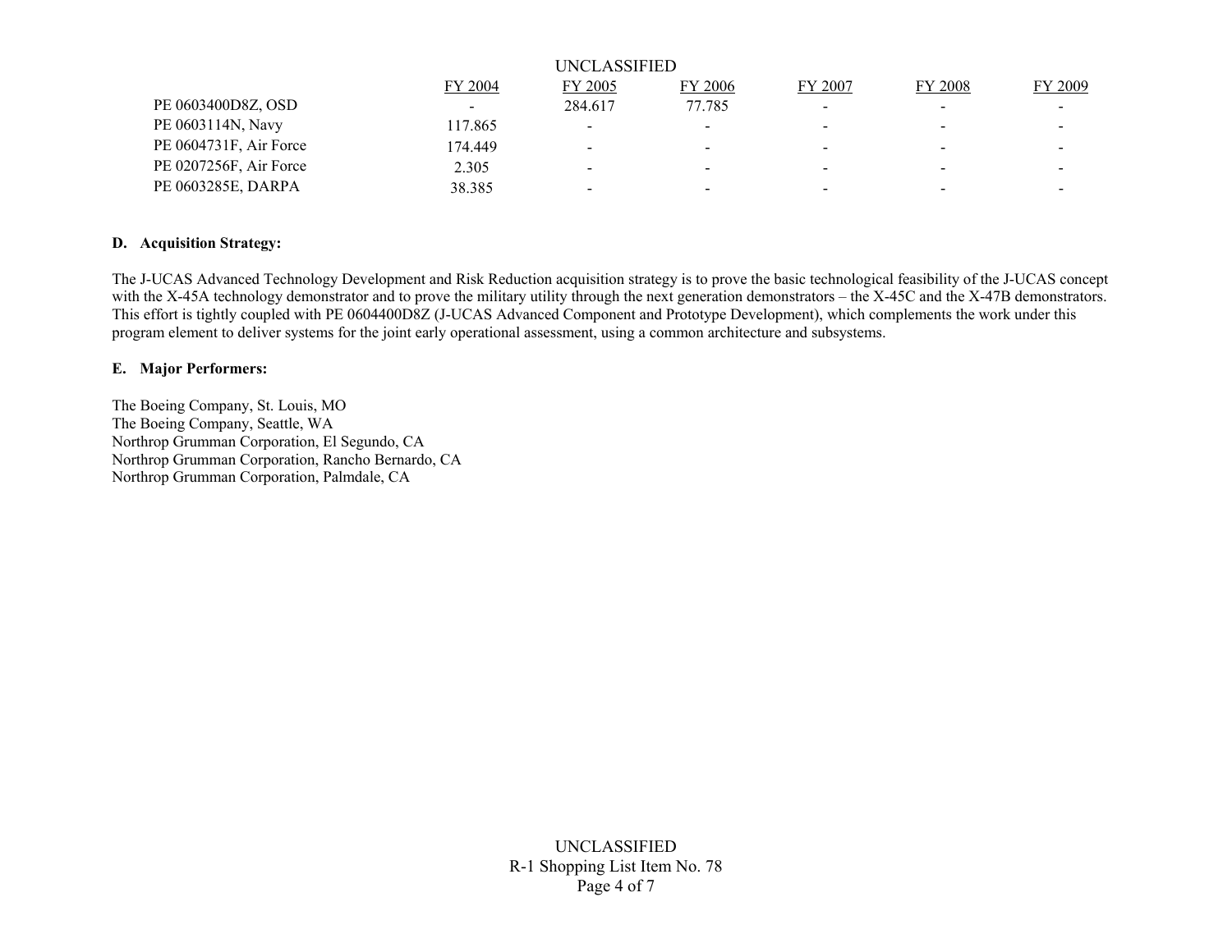| | FY 2004 | FY 2005 | FY 2006 | FY 2007 | FY 2008 | FY 2009 |
|---|---|---|---|---|---|---|
| PE 0603400D8Z, OSD | - | 284.617 | 77.785 | - | - | - |
| PE 0603114N, Navy | 117.865 | - | - | - | - | - |
| PE 0604731F, Air Force | 174.449 | - | - | - | - | - |
| PE 0207256F, Air Force | 2.305 | - | - | - | - | - |
| PE 0603285E, DARPA | 38.385 | - | - | - | - | - |

**D. Acquisition Strategy:**

The J-UCAS Advanced Technology Development and Risk Reduction acquisition strategy is to prove the basic technological feasibility of the J-UCAS concept with the X-45A technology demonstrator and to prove the military utility through the next generation demonstrators – the X-45C and the X-47B demonstrators. This effort is tightly coupled with PE 0604400D8Z (J-UCAS Advanced Component and Prototype Development), which complements the work under this program element to deliver systems for the joint early operational assessment, using a common architecture and subsystems.

**E. Major Performers:**

The Boeing Company, St. Louis, MO
The Boeing Company, Seattle, WA
Northrop Grumman Corporation, El Segundo, CA
Northrop Grumman Corporation, Rancho Bernardo, CA
Northrop Grumman Corporation, Palmdale, CA

R-1 Shopping List Item No. 78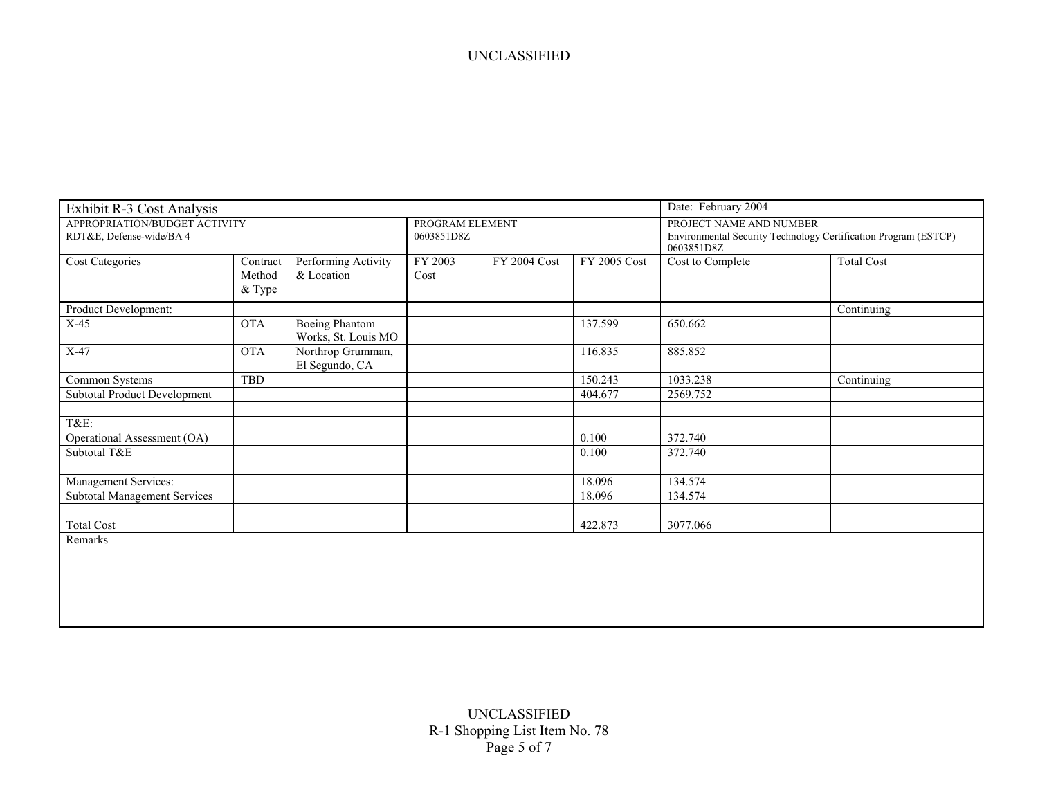UNCLASSIFIED

| Exhibit R-3 Cost Analysis | | | | | | Date: February 2004 | |
|---|---|---|---|---|---|---|---|
| APPROPRIATION/BUDGET ACTIVITY<br>RDT&E, Defense-wide/BA 4 | | | PROGRAM ELEMENT<br>0603851D8Z | | | PROJECT NAME AND NUMBER<br>Environmental Security Technology Certification Program (ESTCP)<br>0603851D8Z | |
| Cost Categories | Contract Method & Type | Performing Activity & Location | FY 2003 Cost | FY 2004 Cost | FY 2005 Cost | Cost to Complete | Total Cost |
| Product Development: | | | | | | | Continuing |
| X-45 | OTA | Boeing Phantom Works, St. Louis MO | | | 137.599 | 650.662 | |
| X-47 | OTA | Northrop Grumman, El Segundo, CA | | | 116.835 | 885.852 | |
| Common Systems | TBD | | | | 150.243 | 1033.238 | Continuing |
| Subtotal Product Development | | | | | 404.677 | 2569.752 | |
| | | | | | | | |
| T&E: | | | | | | | |
| Operational Assessment (OA) | | | | | 0.100 | 372.740 | |
| Subtotal T&E | | | | | 0.100 | 372.740 | |
| | | | | | | | |
| Management Services: | | | | | 18.096 | 134.574 | |
| Subtotal Management Services | | | | | 18.096 | 134.574 | |
| | | | | | | | |
| Total Cost | | | | | 422.873 | 3077.066 | |

Remarks

UNCLASSIFIED
R-1 Shopping List Item No. 78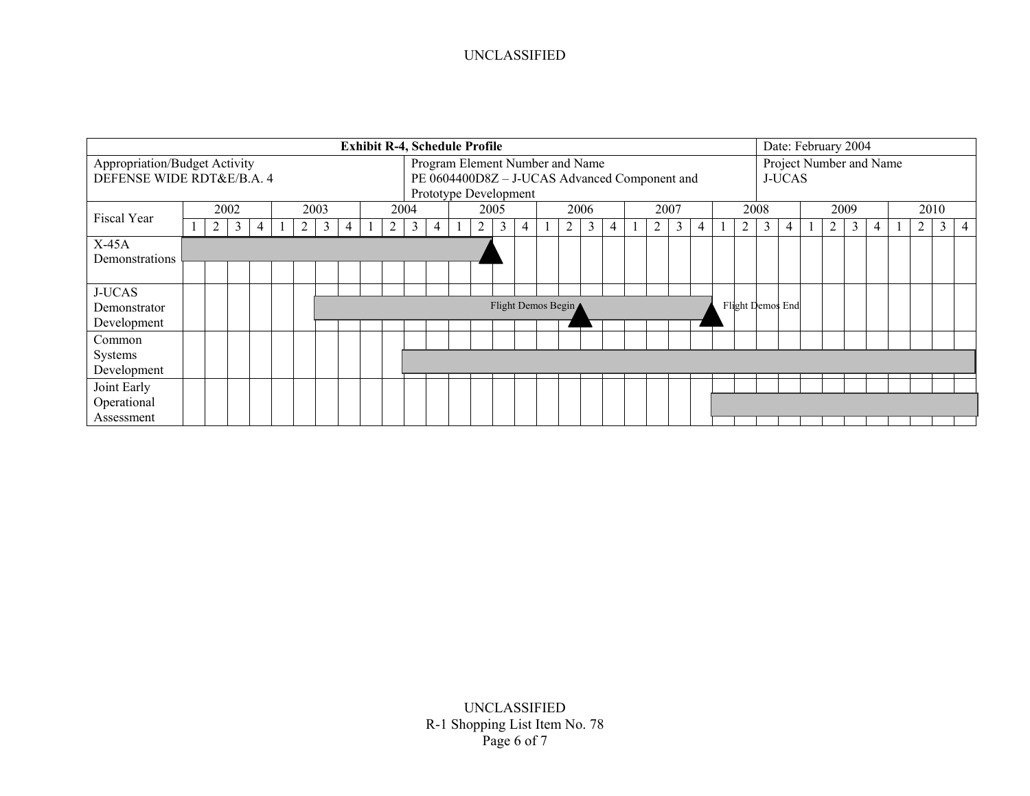| **Exhibit R-4, Schedule Profile** | | Date: February 2004 |
|---|---|---|
| Appropriation/Budget Activity<br>DEFENSE WIDE RDT&E/B.A. 4 | Program Element Number and Name<br>PE 0604400D8Z – J-UCAS Advanced Component and Prototype Development | Project Number and Name<br>J-UCAS |

| Fiscal Year | 2002 | | | | 2003 | | | | 2004 | | | | 2005 | | | | 2006 | | | | 2007 | | | | 2008 | | | | 2009 | | | | 2010 | | | |
|---|---|---|---|---|---|---|---|---|---|---|---|---|---|---|---|---|---|---|---|---|---|---|---|---|---|---|---|---|---|---|---|---|---|---|---|---|
| | 1 | 2 | 3 | 4 | 1 | 2 | 3 | 4 | 1 | 2 | 3 | 4 | 1 | 2 | 3 | 4 | 1 | 2 | 3 | 4 | 1 | 2 | 3 | 4 | 1 | 2 | 3 | 4 | 1 | 2 | 3 | 4 | 1 | 2 | 3 | 4 |
| X-45A Demonstrations | | | | | | | | | | | | | | | | | | | | | | | | | | | | | | | | | | | | |
| J-UCAS Demonstrator Development | | | | | | | | | | | | | | | | | | | Flight Demos Begin | | | | | | Flight Demos End | | | | | | | | | | | |
| Common Systems Development | | | | | | | | | | | | | | | | | | | | | | | | | | | | | | | | | | | | |
| Joint Early Operational Assessment | | | | | | | | | | | | | | | | | | | | | | | | | | | | | | | | | | | | |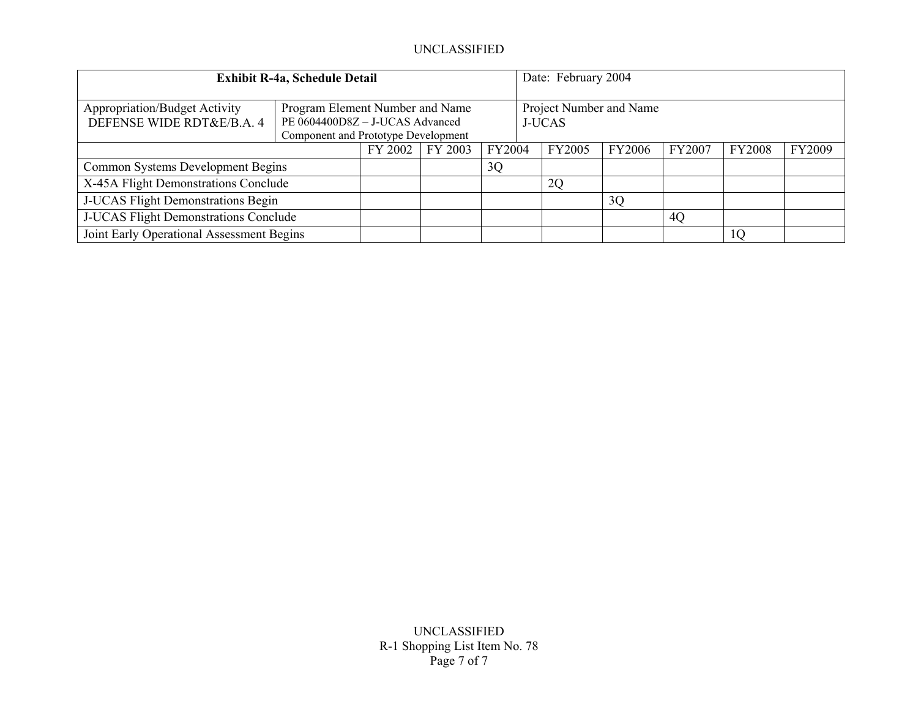UNCLASSIFIED

| Exhibit R-4a, Schedule Detail | | | | | Date: February 2004 | | | | |
|---|---|---|---|---|---|---|---|---|---|
| Appropriation/Budget Activity<br>DEFENSE WIDE RDT&E/B.A. 4 | Program Element Number and Name<br>PE 0604400D8Z – J-UCAS Advanced Component and Prototype Development | | | | Project Number and Name<br>J-UCAS | | | | |
| | | FY 2002 | FY 2003 | FY2004 | FY2005 | FY2006 | FY2007 | FY2008 | FY2009 |
| Common Systems Development Begins | | | | 3Q | | | | | |
| X-45A Flight Demonstrations Conclude | | | | | 2Q | | | | |
| J-UCAS Flight Demonstrations Begin | | | | | | 3Q | | | |
| J-UCAS Flight Demonstrations Conclude | | | | | | | 4Q | | |
| Joint Early Operational Assessment Begins | | | | | | | | 1Q | |

UNCLASSIFIED
R-1 Shopping List Item No. 78